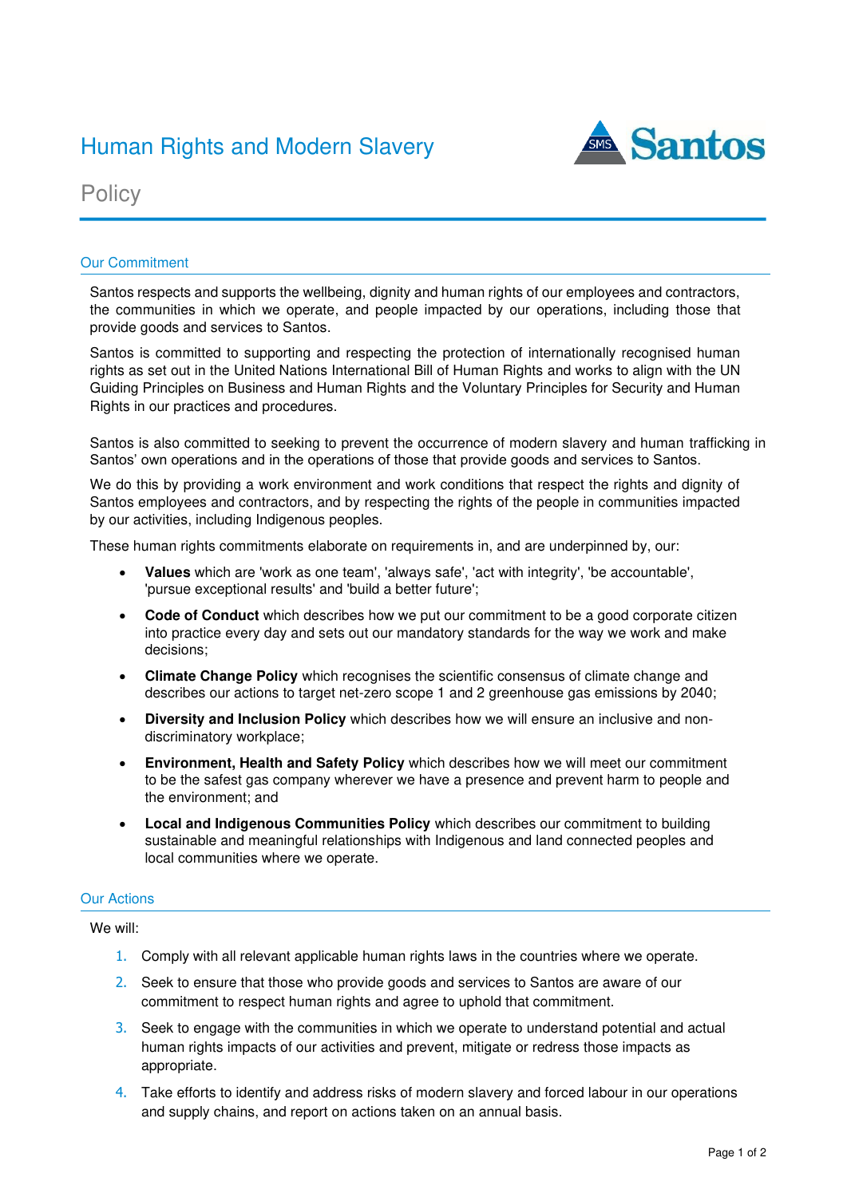# Human Rights and Modern Slavery

## Policy

### Our Commitment

Santos respects and supports the wellbeing, dignity and human rights of our employees and contractors, the communities in which we operate, and people impacted by our operations, including those that provide goods and services to Santos.

Santos is committed to supporting and respecting the protection of internationally recognised human rights as set out in the United Nations International Bill of Human Rights and works to align with the UN Guiding Principles on Business and Human Rights and the Voluntary Principles for Security and Human Rights in our practices and procedures.

Santos is also committed to seeking to prevent the occurrence of modern slavery and human trafficking in Santos' own operations and in the operations of those that provide goods and services to Santos.

We do this by providing a work environment and work conditions that respect the rights and dignity of Santos employees and contractors, and by respecting the rights of the people in communities impacted by our activities, including Indigenous peoples.

These human rights commitments elaborate on requirements in, and are underpinned by, our:

- **Values** which are 'work as one team', 'always safe', 'act with integrity', 'be accountable', 'pursue exceptional results' and 'build a better future';
- **Code of Conduct** which describes how we put our commitment to be a good corporate citizen into practice every day and sets out our mandatory standards for the way we work and make decisions;
- **Climate Change Policy** which recognises the scientific consensus of climate change and describes our actions to target net-zero scope 1 and 2 greenhouse gas emissions by 2040;
- **Diversity and Inclusion Policy** which describes how we will ensure an inclusive and non-discriminatory workplace;
- **Environment, Health and Safety Policy** which describes how we will meet our commitment to be the safest gas company wherever we have a presence and prevent harm to people and the environment; and
- **Local and Indigenous Communities Policy** which describes our commitment to building sustainable and meaningful relationships with Indigenous and land connected peoples and local communities where we operate.

### Our Actions

We will:

1. Comply with all relevant applicable human rights laws in the countries where we operate.
2. Seek to ensure that those who provide goods and services to Santos are aware of our commitment to respect human rights and agree to uphold that commitment.
3. Seek to engage with the communities in which we operate to understand potential and actual human rights impacts of our activities and prevent, mitigate or redress those impacts as appropriate.
4. Take efforts to identify and address risks of modern slavery and forced labour in our operations and supply chains, and report on actions taken on an annual basis.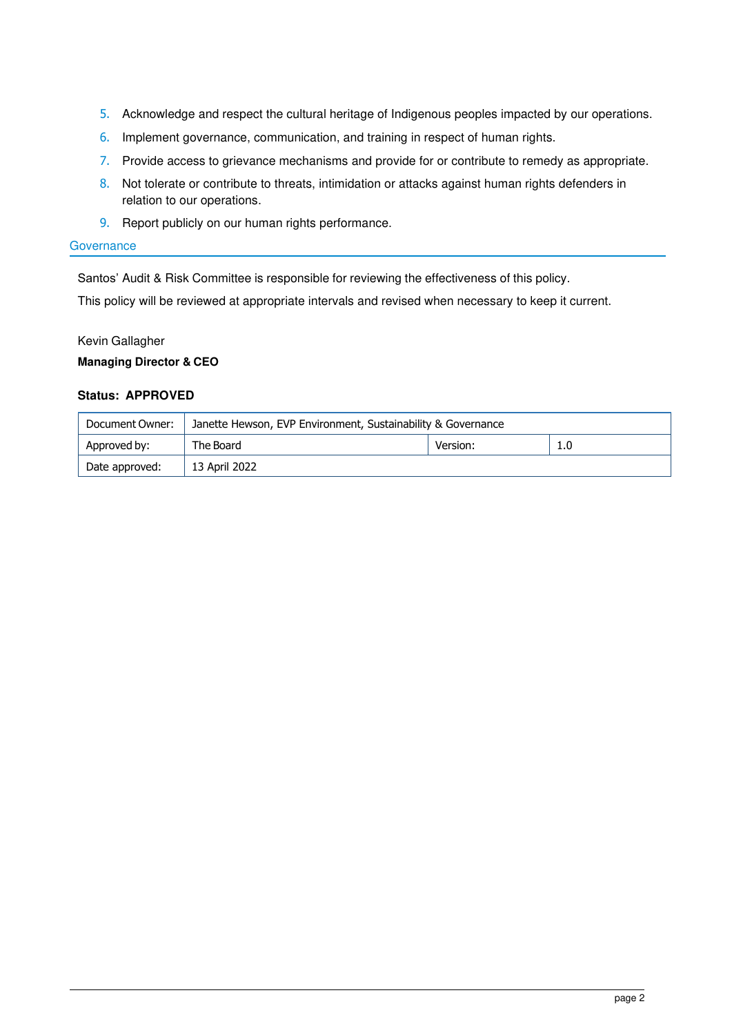5. Acknowledge and respect the cultural heritage of Indigenous peoples impacted by our operations.
6. Implement governance, communication, and training in respect of human rights.
7. Provide access to grievance mechanisms and provide for or contribute to remedy as appropriate.
8. Not tolerate or contribute to threats, intimidation or attacks against human rights defenders in relation to our operations.
9. Report publicly on our human rights performance.

## Governance

Santos' Audit & Risk Committee is responsible for reviewing the effectiveness of this policy.

This policy will be reviewed at appropriate intervals and revised when necessary to keep it current.

Kevin Gallagher

**Managing Director & CEO**

**Status: APPROVED**

| | | | |
|---|---|---|---|
| Document Owner: | Janette Hewson, EVP Environment, Sustainability & Governance | | |
| Approved by: | The Board | Version: | 1.0 |
| Date approved: | 13 April 2022 | | |